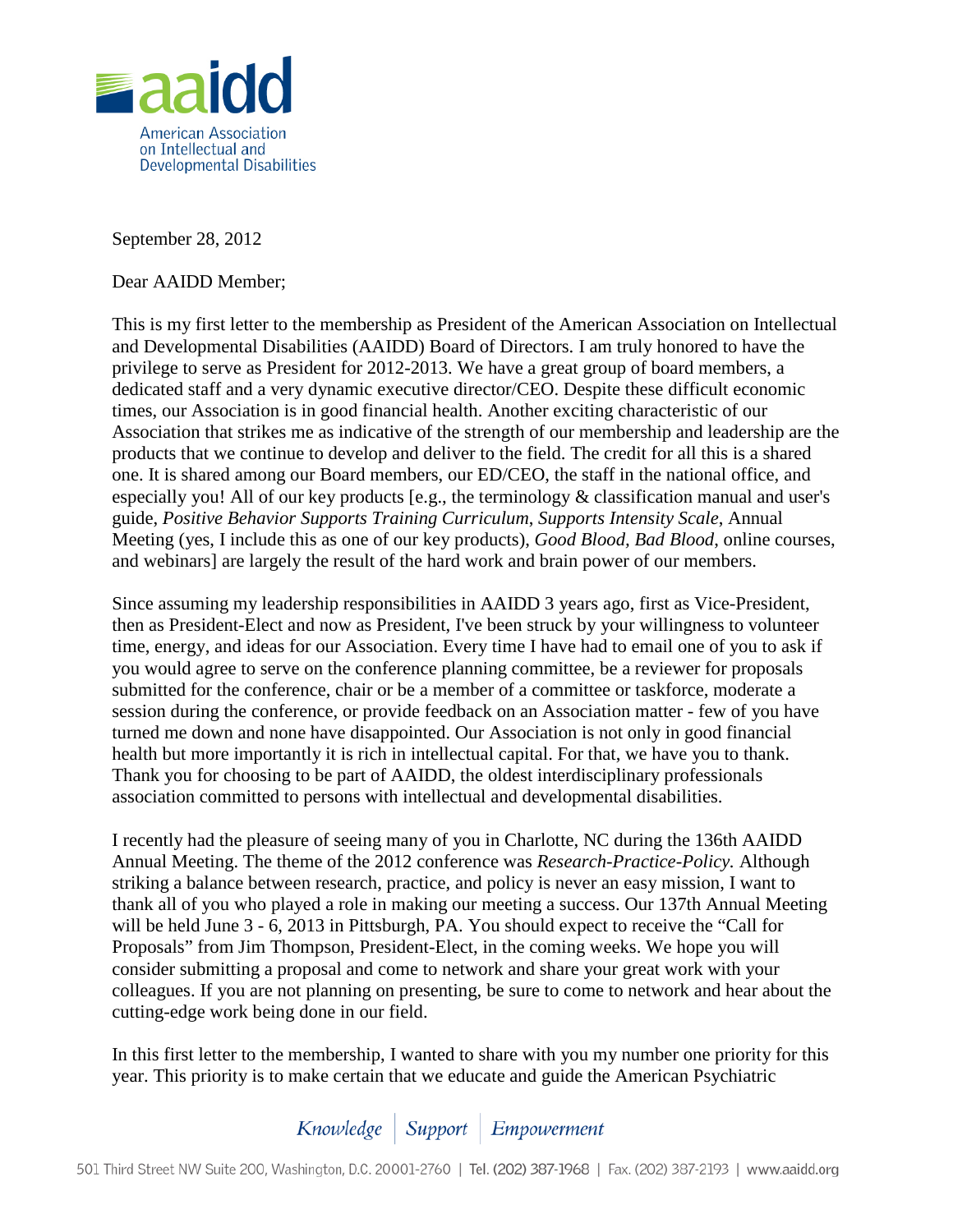aaidd

American Association on Intellectual and Developmental Disabilities

September 28, 2012

Dear AAIDD Member;

This is my first letter to the membership as President of the American Association on Intellectual and Developmental Disabilities (AAIDD) Board of Directors. I am truly honored to have the privilege to serve as President for 2012-2013. We have a great group of board members, a dedicated staff and a very dynamic executive director/CEO. Despite these difficult economic times, our Association is in good financial health. Another exciting characteristic of our Association that strikes me as indicative of the strength of our membership and leadership are the products that we continue to develop and deliver to the field. The credit for all this is a shared one. It is shared among our Board members, our ED/CEO, the staff in the national office, and especially you! All of our key products [e.g., the terminology & classification manual and user's guide, *Positive Behavior Supports Training Curriculum*, *Supports Intensity Scale*, Annual Meeting (yes, I include this as one of our key products), *Good Blood, Bad Blood*, online courses, and webinars] are largely the result of the hard work and brain power of our members.

Since assuming my leadership responsibilities in AAIDD 3 years ago, first as Vice-President, then as President-Elect and now as President, I've been struck by your willingness to volunteer time, energy, and ideas for our Association. Every time I have had to email one of you to ask if you would agree to serve on the conference planning committee, be a reviewer for proposals submitted for the conference, chair or be a member of a committee or taskforce, moderate a session during the conference, or provide feedback on an Association matter - few of you have turned me down and none have disappointed. Our Association is not only in good financial health but more importantly it is rich in intellectual capital. For that, we have you to thank. Thank you for choosing to be part of AAIDD, the oldest interdisciplinary professionals association committed to persons with intellectual and developmental disabilities.

I recently had the pleasure of seeing many of you in Charlotte, NC during the 136th AAIDD Annual Meeting. The theme of the 2012 conference was *Research-Practice-Policy.* Although striking a balance between research, practice, and policy is never an easy mission, I want to thank all of you who played a role in making our meeting a success. Our 137th Annual Meeting will be held June 3 - 6, 2013 in Pittsburgh, PA. You should expect to receive the "Call for Proposals" from Jim Thompson, President-Elect, in the coming weeks. We hope you will consider submitting a proposal and come to network and share your great work with your colleagues. If you are not planning on presenting, be sure to come to network and hear about the cutting-edge work being done in our field.

In this first letter to the membership, I wanted to share with you my number one priority for this year. This priority is to make certain that we educate and guide the American Psychiatric

*Knowledge* | *Support* | *Empowerment*

501 Third Street NW Suite 200, Washington, D.C. 20001-2760 | Tel. (202) 387-1968 | Fax. (202) 387-2193 | www.aaidd.org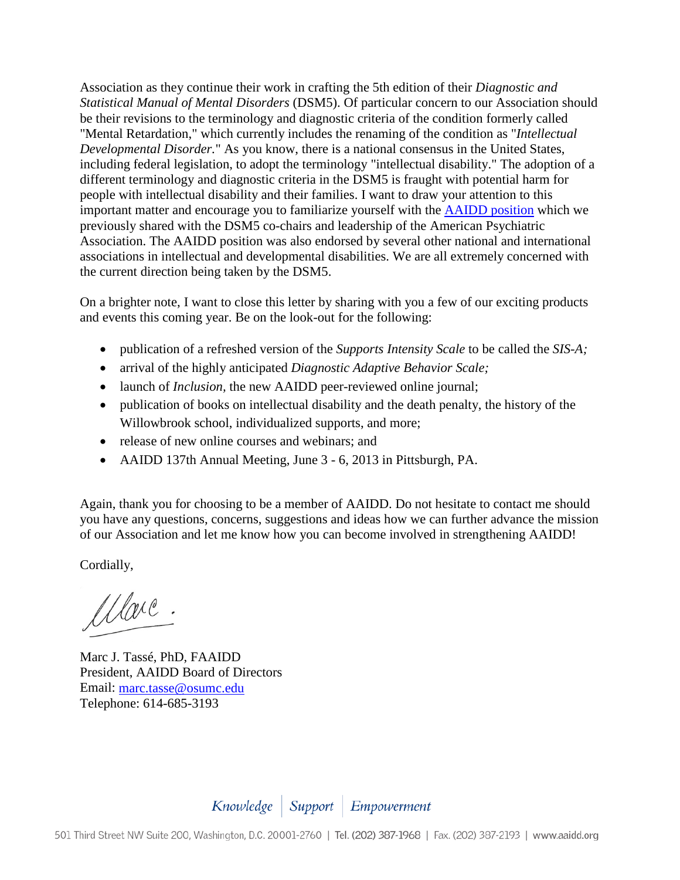Association as they continue their work in crafting the 5th edition of their *Diagnostic and Statistical Manual of Mental Disorders* (DSM5). Of particular concern to our Association should be their revisions to the terminology and diagnostic criteria of the condition formerly called "Mental Retardation," which currently includes the renaming of the condition as "*Intellectual Developmental Disorder*." As you know, there is a national consensus in the United States, including federal legislation, to adopt the terminology "intellectual disability." The adoption of a different terminology and diagnostic criteria in the DSM5 is fraught with potential harm for people with intellectual disability and their families. I want to draw your attention to this important matter and encourage you to familiarize yourself with the AAIDD position which we previously shared with the DSM5 co-chairs and leadership of the American Psychiatric Association. The AAIDD position was also endorsed by several other national and international associations in intellectual and developmental disabilities. We are all extremely concerned with the current direction being taken by the DSM5.

On a brighter note, I want to close this letter by sharing with you a few of our exciting products and events this coming year. Be on the look-out for the following:

- publication of a refreshed version of the *Supports Intensity Scale* to be called the *SIS-A;*
- arrival of the highly anticipated *Diagnostic Adaptive Behavior Scale;*
- launch of *Inclusion,* the new AAIDD peer-reviewed online journal;
- publication of books on intellectual disability and the death penalty, the history of the Willowbrook school, individualized supports, and more;
- release of new online courses and webinars; and
- AAIDD 137th Annual Meeting, June 3 - 6, 2013 in Pittsburgh, PA.

Again, thank you for choosing to be a member of AAIDD. Do not hesitate to contact me should you have any questions, concerns, suggestions and ideas how we can further advance the mission of our Association and let me know how you can become involved in strengthening AAIDD!

Cordially,

Marc J. Tassé, PhD, FAAIDD
President, AAIDD Board of Directors
Email: marc.tasse@osumc.edu
Telephone: 614-685-3193

*Knowledge* | *Support* | *Empowerment*

501 Third Street NW Suite 200, Washington, D.C. 20001-2760 | Tel. (202) 387-1968 | Fax. (202) 387-2193 | www.aaidd.org